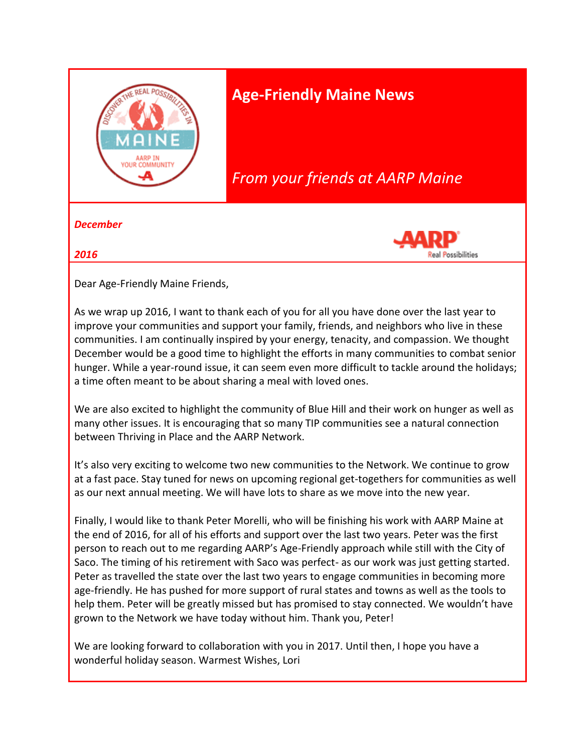# Age-Friendly Maine News

*From your friends at AARP Maine*

***December***

***2016***

Dear Age-Friendly Maine Friends,

As we wrap up 2016, I want to thank each of you for all you have done over the last year to improve your communities and support your family, friends, and neighbors who live in these communities. I am continually inspired by your energy, tenacity, and compassion. We thought December would be a good time to highlight the efforts in many communities to combat senior hunger. While a year-round issue, it can seem even more difficult to tackle around the holidays; a time often meant to be about sharing a meal with loved ones.

We are also excited to highlight the community of Blue Hill and their work on hunger as well as many other issues. It is encouraging that so many TIP communities see a natural connection between Thriving in Place and the AARP Network.

It's also very exciting to welcome two new communities to the Network. We continue to grow at a fast pace. Stay tuned for news on upcoming regional get-togethers for communities as well as our next annual meeting. We will have lots to share as we move into the new year.

Finally, I would like to thank Peter Morelli, who will be finishing his work with AARP Maine at the end of 2016, for all of his efforts and support over the last two years. Peter was the first person to reach out to me regarding AARP's Age-Friendly approach while still with the City of Saco. The timing of his retirement with Saco was perfect- as our work was just getting started. Peter as travelled the state over the last two years to engage communities in becoming more age-friendly. He has pushed for more support of rural states and towns as well as the tools to help them. Peter will be greatly missed but has promised to stay connected. We wouldn't have grown to the Network we have today without him. Thank you, Peter!

We are looking forward to collaboration with you in 2017. Until then, I hope you have a wonderful holiday season. Warmest Wishes, Lori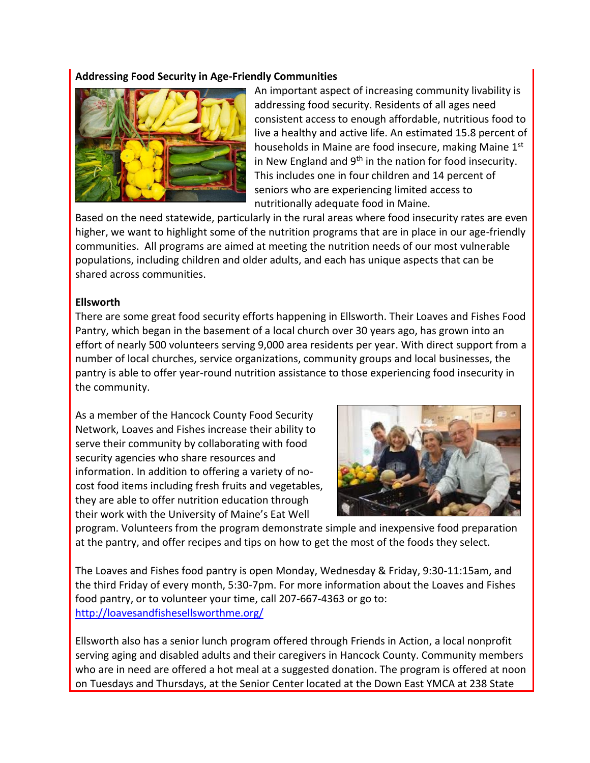**Addressing Food Security in Age-Friendly Communities**

An important aspect of increasing community livability is addressing food security. Residents of all ages need consistent access to enough affordable, nutritious food to live a healthy and active life. An estimated 15.8 percent of households in Maine are food insecure, making Maine 1st in New England and 9th in the nation for food insecurity. This includes one in four children and 14 percent of seniors who are experiencing limited access to nutritionally adequate food in Maine.

Based on the need statewide, particularly in the rural areas where food insecurity rates are even higher, we want to highlight some of the nutrition programs that are in place in our age-friendly communities. All programs are aimed at meeting the nutrition needs of our most vulnerable populations, including children and older adults, and each has unique aspects that can be shared across communities.

**Ellsworth**

There are some great food security efforts happening in Ellsworth. Their Loaves and Fishes Food Pantry, which began in the basement of a local church over 30 years ago, has grown into an effort of nearly 500 volunteers serving 9,000 area residents per year. With direct support from a number of local churches, service organizations, community groups and local businesses, the pantry is able to offer year-round nutrition assistance to those experiencing food insecurity in the community.

As a member of the Hancock County Food Security Network, Loaves and Fishes increase their ability to serve their community by collaborating with food security agencies who share resources and information. In addition to offering a variety of no-cost food items including fresh fruits and vegetables, they are able to offer nutrition education through their work with the University of Maine's Eat Well program. Volunteers from the program demonstrate simple and inexpensive food preparation at the pantry, and offer recipes and tips on how to get the most of the foods they select.

The Loaves and Fishes food pantry is open Monday, Wednesday & Friday, 9:30-11:15am, and the third Friday of every month, 5:30-7pm. For more information about the Loaves and Fishes food pantry, or to volunteer your time, call 207-667-4363 or go to: [http://loavesandfishesellsworthme.org/](http://loavesandfishesellsworthme.org/)

Ellsworth also has a senior lunch program offered through Friends in Action, a local nonprofit serving aging and disabled adults and their caregivers in Hancock County. Community members who are in need are offered a hot meal at a suggested donation. The program is offered at noon on Tuesdays and Thursdays, at the Senior Center located at the Down East YMCA at 238 State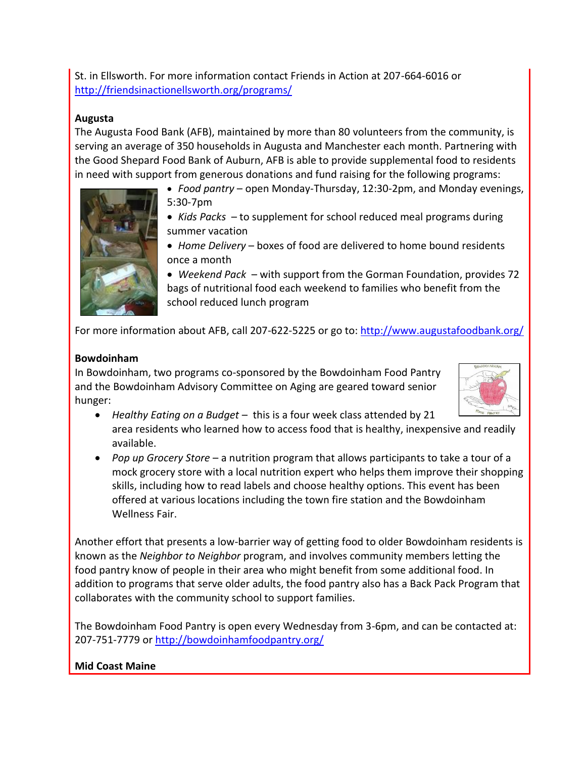St. in Ellsworth. For more information contact Friends in Action at 207-664-6016 or http://friendsinactionellsworth.org/programs/

**Augusta**

The Augusta Food Bank (AFB), maintained by more than 80 volunteers from the community, is serving an average of 350 households in Augusta and Manchester each month. Partnering with the Good Shepard Food Bank of Auburn, AFB is able to provide supplemental food to residents in need with support from generous donations and fund raising for the following programs:

- *Food pantry* – open Monday-Thursday, 12:30-2pm, and Monday evenings, 5:30-7pm
- *Kids Packs* – to supplement for school reduced meal programs during summer vacation
- *Home Delivery* – boxes of food are delivered to home bound residents once a month
- *Weekend Pack* – with support from the Gorman Foundation, provides 72 bags of nutritional food each weekend to families who benefit from the school reduced lunch program

For more information about AFB, call 207-622-5225 or go to: http://www.augustafoodbank.org/

**Bowdoinham**

In Bowdoinham, two programs co-sponsored by the Bowdoinham Food Pantry and the Bowdoinham Advisory Committee on Aging are geared toward senior hunger:

- *Healthy Eating on a Budget* – this is a four week class attended by 21 area residents who learned how to access food that is healthy, inexpensive and readily available.
- *Pop up Grocery Store* – a nutrition program that allows participants to take a tour of a mock grocery store with a local nutrition expert who helps them improve their shopping skills, including how to read labels and choose healthy options. This event has been offered at various locations including the town fire station and the Bowdoinham Wellness Fair.

Another effort that presents a low-barrier way of getting food to older Bowdoinham residents is known as the *Neighbor to Neighbor* program, and involves community members letting the food pantry know of people in their area who might benefit from some additional food. In addition to programs that serve older adults, the food pantry also has a Back Pack Program that collaborates with the community school to support families.

The Bowdoinham Food Pantry is open every Wednesday from 3-6pm, and can be contacted at: 207-751-7779 or http://bowdoinhamfoodpantry.org/

**Mid Coast Maine**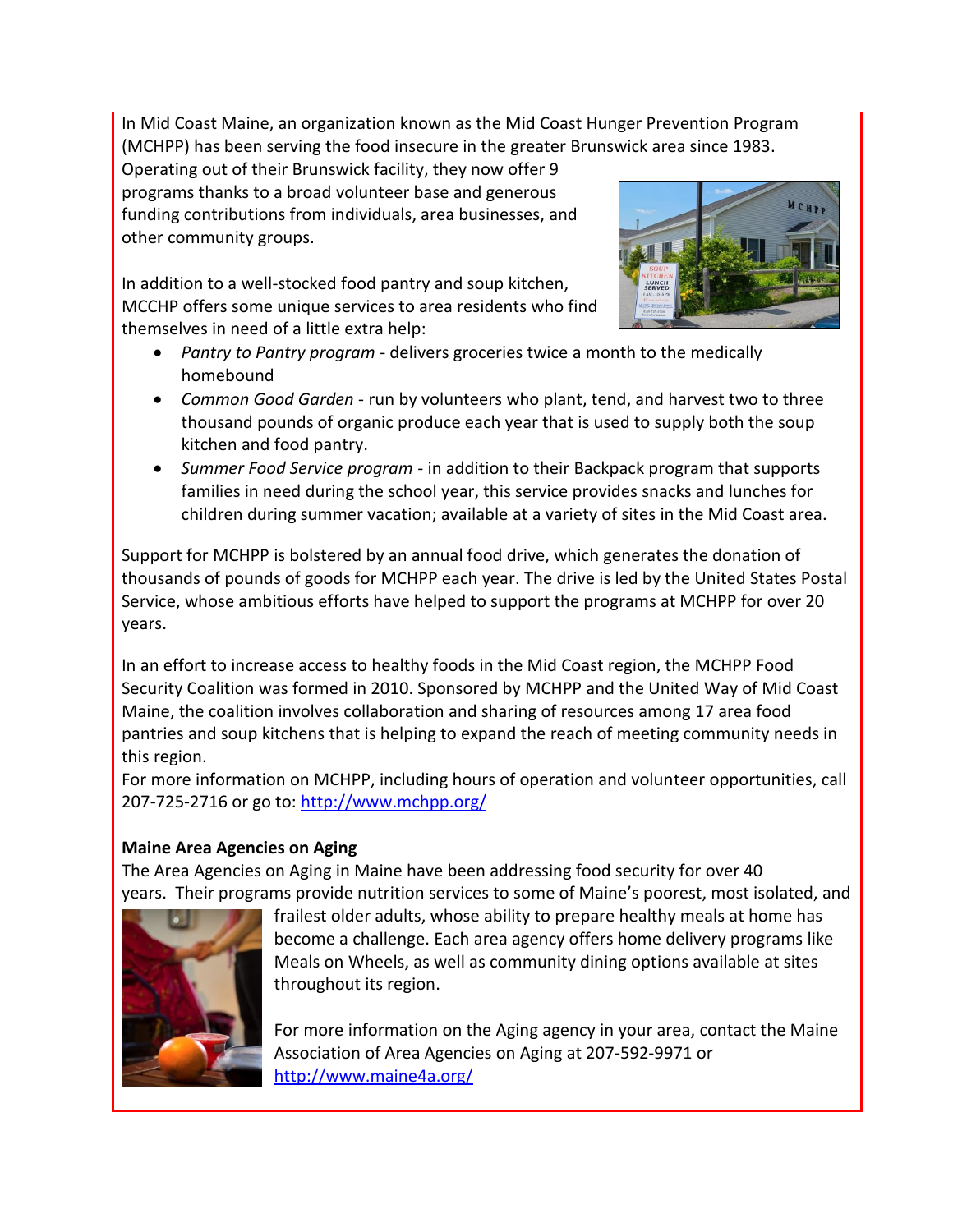In Mid Coast Maine, an organization known as the Mid Coast Hunger Prevention Program (MCHPP) has been serving the food insecure in the greater Brunswick area since 1983. Operating out of their Brunswick facility, they now offer 9 programs thanks to a broad volunteer base and generous funding contributions from individuals, area businesses, and other community groups.

In addition to a well-stocked food pantry and soup kitchen, MCCHP offers some unique services to area residents who find themselves in need of a little extra help:

- *Pantry to Pantry program* - delivers groceries twice a month to the medically homebound
- *Common Good Garden* - run by volunteers who plant, tend, and harvest two to three thousand pounds of organic produce each year that is used to supply both the soup kitchen and food pantry.
- *Summer Food Service program* - in addition to their Backpack program that supports families in need during the school year, this service provides snacks and lunches for children during summer vacation; available at a variety of sites in the Mid Coast area.

Support for MCHPP is bolstered by an annual food drive, which generates the donation of thousands of pounds of goods for MCHPP each year. The drive is led by the United States Postal Service, whose ambitious efforts have helped to support the programs at MCHPP for over 20 years.

In an effort to increase access to healthy foods in the Mid Coast region, the MCHPP Food Security Coalition was formed in 2010. Sponsored by MCHPP and the United Way of Mid Coast Maine, the coalition involves collaboration and sharing of resources among 17 area food pantries and soup kitchens that is helping to expand the reach of meeting community needs in this region.

For more information on MCHPP, including hours of operation and volunteer opportunities, call 207-725-2716 or go to: [http://www.mchpp.org/](http://www.mchpp.org/)

**Maine Area Agencies on Aging**

The Area Agencies on Aging in Maine have been addressing food security for over 40 years. Their programs provide nutrition services to some of Maine's poorest, most isolated, and frailest older adults, whose ability to prepare healthy meals at home has become a challenge. Each area agency offers home delivery programs like Meals on Wheels, as well as community dining options available at sites throughout its region.

For more information on the Aging agency in your area, contact the Maine Association of Area Agencies on Aging at 207-592-9971 or [http://www.maine4a.org/](http://www.maine4a.org/)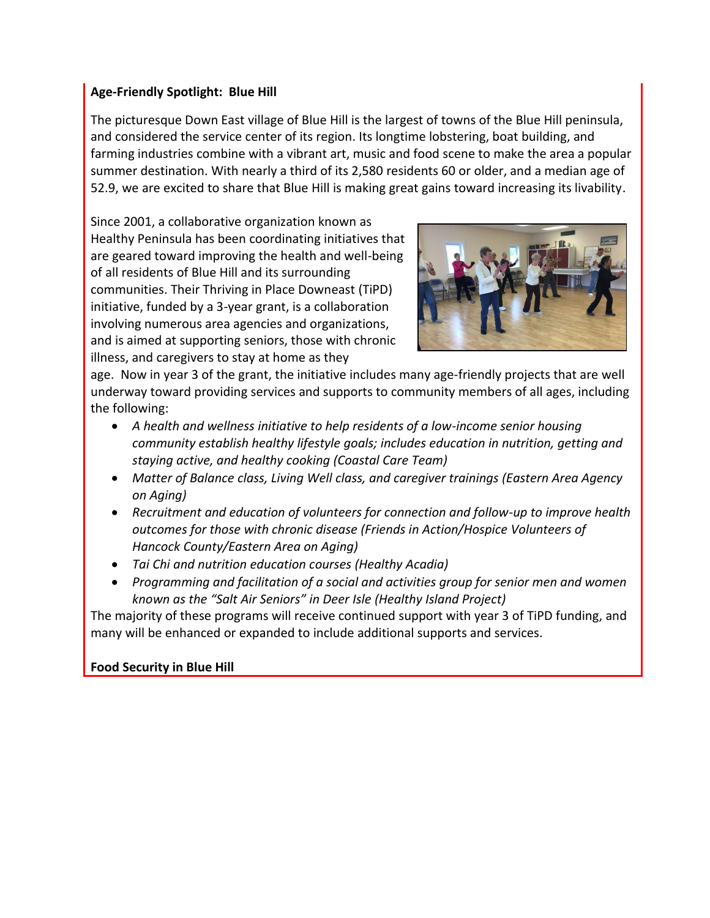**Age-Friendly Spotlight: Blue Hill**

The picturesque Down East village of Blue Hill is the largest of towns of the Blue Hill peninsula, and considered the service center of its region. Its longtime lobstering, boat building, and farming industries combine with a vibrant art, music and food scene to make the area a popular summer destination. With nearly a third of its 2,580 residents 60 or older, and a median age of 52.9, we are excited to share that Blue Hill is making great gains toward increasing its livability.

Since 2001, a collaborative organization known as Healthy Peninsula has been coordinating initiatives that are geared toward improving the health and well-being of all residents of Blue Hill and its surrounding communities. Their Thriving in Place Downeast (TiPD) initiative, funded by a 3-year grant, is a collaboration involving numerous area agencies and organizations, and is aimed at supporting seniors, those with chronic illness, and caregivers to stay at home as they age. Now in year 3 of the grant, the initiative includes many age-friendly projects that are well underway toward providing services and supports to community members of all ages, including the following:

- *A health and wellness initiative to help residents of a low-income senior housing community establish healthy lifestyle goals; includes education in nutrition, getting and staying active, and healthy cooking (Coastal Care Team)*
- *Matter of Balance class, Living Well class, and caregiver trainings (Eastern Area Agency on Aging)*
- *Recruitment and education of volunteers for connection and follow-up to improve health outcomes for those with chronic disease (Friends in Action/Hospice Volunteers of Hancock County/Eastern Area on Aging)*
- *Tai Chi and nutrition education courses (Healthy Acadia)*
- *Programming and facilitation of a social and activities group for senior men and women known as the "Salt Air Seniors" in Deer Isle (Healthy Island Project)*

The majority of these programs will receive continued support with year 3 of TiPD funding, and many will be enhanced or expanded to include additional supports and services.

**Food Security in Blue Hill**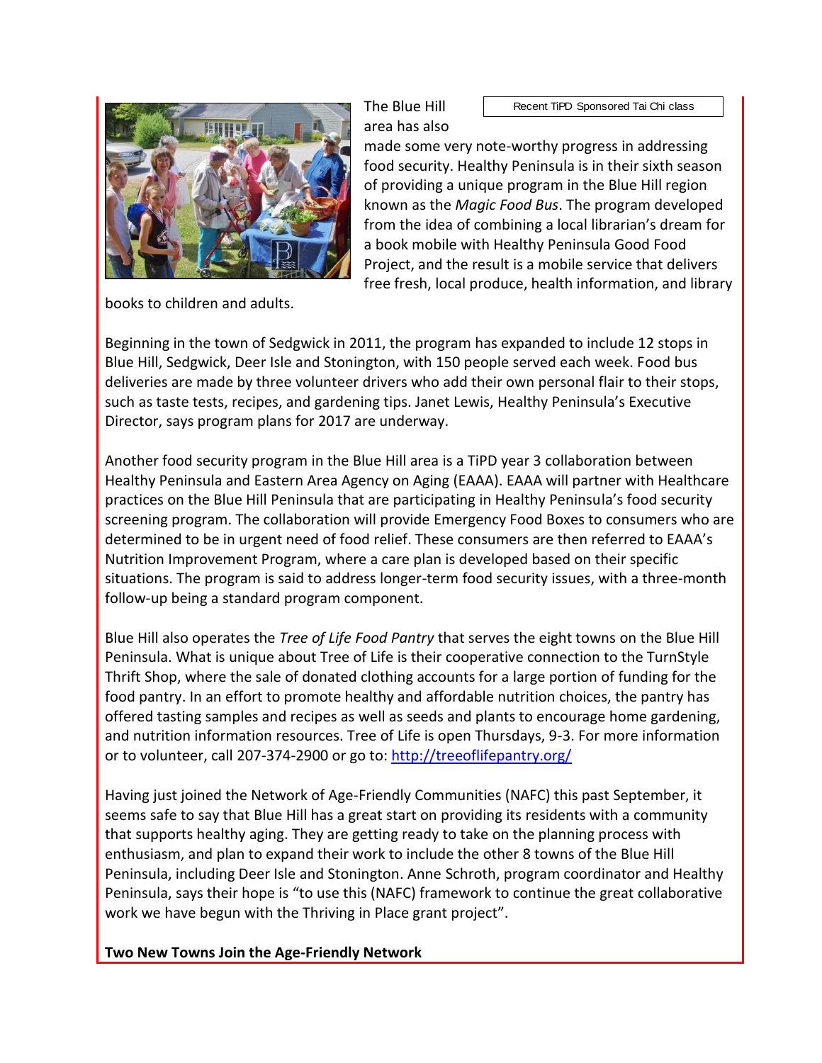Recent TiPD Sponsored Tai Chi class

The Blue Hill area has also made some very note-worthy progress in addressing food security. Healthy Peninsula is in their sixth season of providing a unique program in the Blue Hill region known as the *Magic Food Bus*. The program developed from the idea of combining a local librarian's dream for a book mobile with Healthy Peninsula Good Food Project, and the result is a mobile service that delivers free fresh, local produce, health information, and library books to children and adults.

Beginning in the town of Sedgwick in 2011, the program has expanded to include 12 stops in Blue Hill, Sedgwick, Deer Isle and Stonington, with 150 people served each week. Food bus deliveries are made by three volunteer drivers who add their own personal flair to their stops, such as taste tests, recipes, and gardening tips. Janet Lewis, Healthy Peninsula's Executive Director, says program plans for 2017 are underway.

Another food security program in the Blue Hill area is a TiPD year 3 collaboration between Healthy Peninsula and Eastern Area Agency on Aging (EAAA). EAAA will partner with Healthcare practices on the Blue Hill Peninsula that are participating in Healthy Peninsula's food security screening program. The collaboration will provide Emergency Food Boxes to consumers who are determined to be in urgent need of food relief. These consumers are then referred to EAAA's Nutrition Improvement Program, where a care plan is developed based on their specific situations. The program is said to address longer-term food security issues, with a three-month follow-up being a standard program component.

Blue Hill also operates the *Tree of Life Food Pantry* that serves the eight towns on the Blue Hill Peninsula. What is unique about Tree of Life is their cooperative connection to the TurnStyle Thrift Shop, where the sale of donated clothing accounts for a large portion of funding for the food pantry. In an effort to promote healthy and affordable nutrition choices, the pantry has offered tasting samples and recipes as well as seeds and plants to encourage home gardening, and nutrition information resources. Tree of Life is open Thursdays, 9-3. For more information or to volunteer, call 207-374-2900 or go to: http://treeoflifepantry.org/

Having just joined the Network of Age-Friendly Communities (NAFC) this past September, it seems safe to say that Blue Hill has a great start on providing its residents with a community that supports healthy aging. They are getting ready to take on the planning process with enthusiasm, and plan to expand their work to include the other 8 towns of the Blue Hill Peninsula, including Deer Isle and Stonington. Anne Schroth, program coordinator and Healthy Peninsula, says their hope is "to use this (NAFC) framework to continue the great collaborative work we have begun with the Thriving in Place grant project".

**Two New Towns Join the Age-Friendly Network**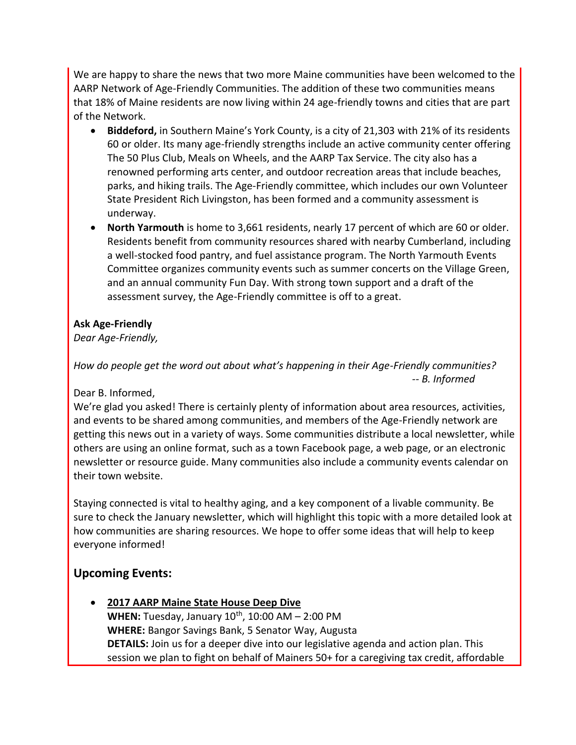We are happy to share the news that two more Maine communities have been welcomed to the AARP Network of Age-Friendly Communities. The addition of these two communities means that 18% of Maine residents are now living within 24 age-friendly towns and cities that are part of the Network.

- **Biddeford,** in Southern Maine's York County, is a city of 21,303 with 21% of its residents 60 or older. Its many age-friendly strengths include an active community center offering The 50 Plus Club, Meals on Wheels, and the AARP Tax Service. The city also has a renowned performing arts center, and outdoor recreation areas that include beaches, parks, and hiking trails. The Age-Friendly committee, which includes our own Volunteer State President Rich Livingston, has been formed and a community assessment is underway.
- **North Yarmouth** is home to 3,661 residents, nearly 17 percent of which are 60 or older. Residents benefit from community resources shared with nearby Cumberland, including a well-stocked food pantry, and fuel assistance program. The North Yarmouth Events Committee organizes community events such as summer concerts on the Village Green, and an annual community Fun Day. With strong town support and a draft of the assessment survey, the Age-Friendly committee is off to a great.

**Ask Age-Friendly**

*Dear Age-Friendly,*

*How do people get the word out about what's happening in their Age-Friendly communities?*

*-- B. Informed*

Dear B. Informed,

We're glad you asked! There is certainly plenty of information about area resources, activities, and events to be shared among communities, and members of the Age-Friendly network are getting this news out in a variety of ways. Some communities distribute a local newsletter, while others are using an online format, such as a town Facebook page, a web page, or an electronic newsletter or resource guide. Many communities also include a community events calendar on their town website.

Staying connected is vital to healthy aging, and a key component of a livable community. Be sure to check the January newsletter, which will highlight this topic with a more detailed look at how communities are sharing resources. We hope to offer some ideas that will help to keep everyone informed!

## Upcoming Events:

- **2017 AARP Maine State House Deep Dive**
  **WHEN:** Tuesday, January 10th, 10:00 AM – 2:00 PM
  **WHERE:** Bangor Savings Bank, 5 Senator Way, Augusta
  **DETAILS:** Join us for a deeper dive into our legislative agenda and action plan. This session we plan to fight on behalf of Mainers 50+ for a caregiving tax credit, affordable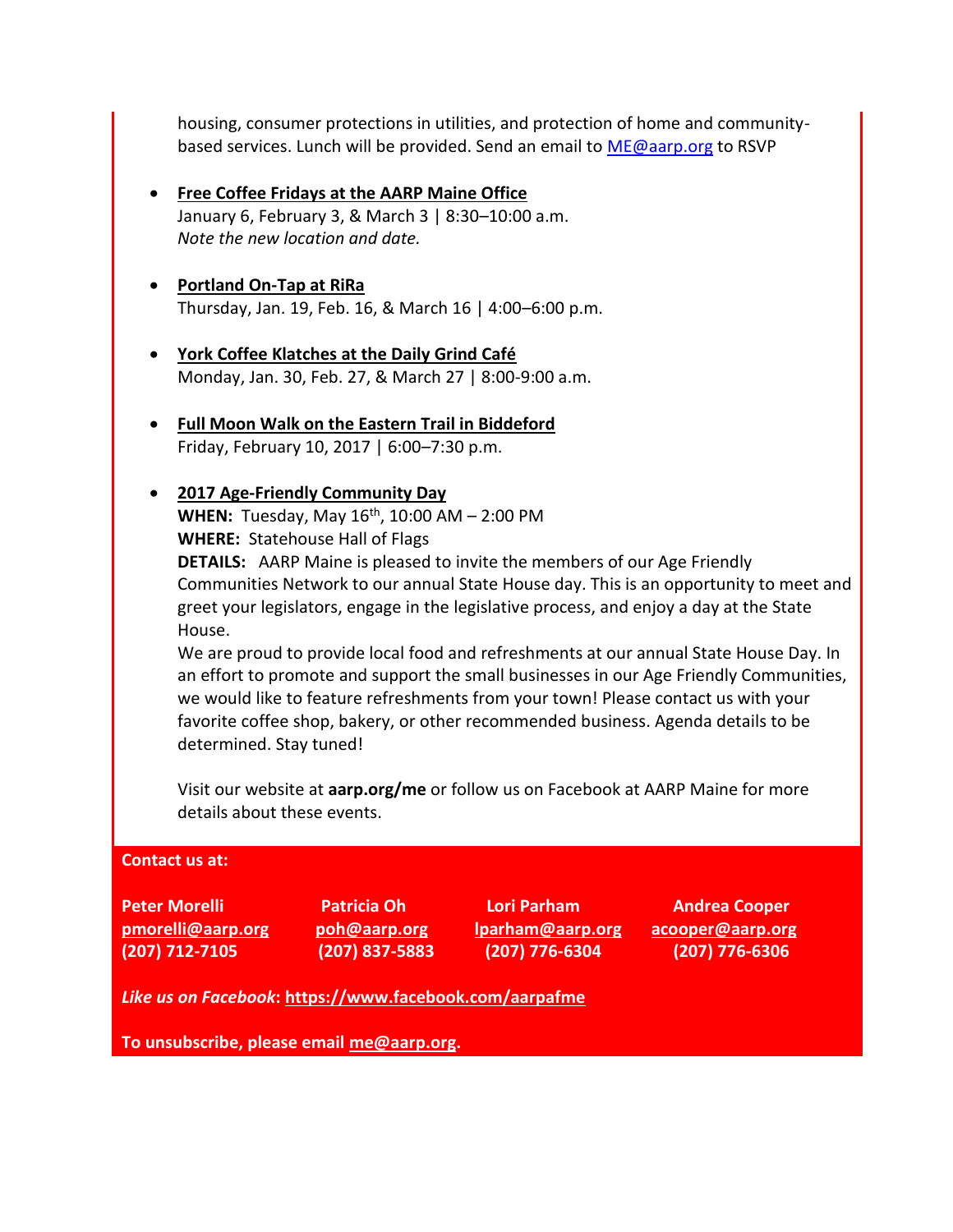housing, consumer protections in utilities, and protection of home and community-based services. Lunch will be provided. Send an email to ME@aarp.org to RSVP

- **Free Coffee Fridays at the AARP Maine Office**
  January 6, February 3, & March 3 | 8:30–10:00 a.m.
  *Note the new location and date.*

- **Portland On-Tap at RiRa**
  Thursday, Jan. 19, Feb. 16, & March 16 | 4:00–6:00 p.m.

- **York Coffee Klatches at the Daily Grind Café**
  Monday, Jan. 30, Feb. 27, & March 27 | 8:00-9:00 a.m.

- **Full Moon Walk on the Eastern Trail in Biddeford**
  Friday, February 10, 2017 | 6:00–7:30 p.m.

- **2017 Age-Friendly Community Day**
  **WHEN:** Tuesday, May 16th, 10:00 AM – 2:00 PM
  **WHERE:** Statehouse Hall of Flags
  **DETAILS:** AARP Maine is pleased to invite the members of our Age Friendly Communities Network to our annual State House day. This is an opportunity to meet and greet your legislators, engage in the legislative process, and enjoy a day at the State House.
  We are proud to provide local food and refreshments at our annual State House Day. In an effort to promote and support the small businesses in our Age Friendly Communities, we would like to feature refreshments from your town! Please contact us with your favorite coffee shop, bakery, or other recommended business. Agenda details to be determined. Stay tuned!

Visit our website at **aarp.org/me** or follow us on Facebook at AARP Maine for more details about these events.

**Contact us at:**

| | | | |
|---|---|---|---|
| **Peter Morelli** | **Patricia Oh** | **Lori Parham** | **Andrea Cooper** |
| **pmorelli@aarp.org** | **poh@aarp.org** | **lparham@aarp.org** | **acooper@aarp.org** |
| **(207) 712-7105** | **(207) 837-5883** | **(207) 776-6304** | **(207) 776-6306** |

***Like us on Facebook*: https://www.facebook.com/aarpafme**

**To unsubscribe, please email me@aarp.org.**